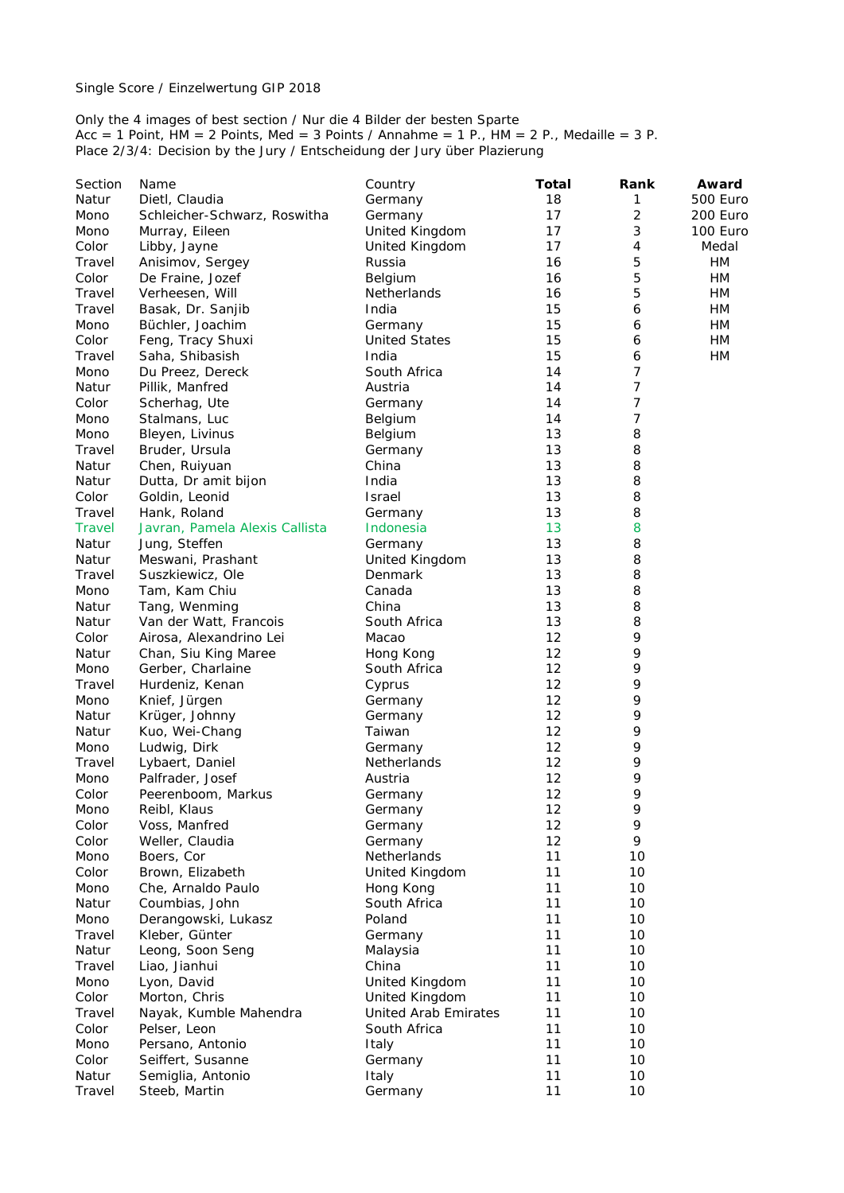Single Score / Einzelwertung GIP 2018

Only the 4 images of best section / Nur die 4 Bilder der besten Sparte
Acc = 1 Point, HM = 2 Points, Med = 3 Points / Annahme = 1 P., HM = 2 P., Medaille = 3 P.
Place 2/3/4: Decision by the Jury / Entscheidung der Jury über Plazierung

| Section | Name | Country | **Total** | **Rank** | **Award** |
|---|---|---|---|---|---|
| Natur | Dietl, Claudia | Germany | 18 | 1 | 500 Euro |
| Mono | Schleicher-Schwarz, Roswitha | Germany | 17 | 2 | 200 Euro |
| Mono | Murray, Eileen | United Kingdom | 17 | 3 | 100 Euro |
| Color | Libby, Jayne | United Kingdom | 17 | 4 | Medal |
| Travel | Anisimov, Sergey | Russia | 16 | 5 | HM |
| Color | De Fraine, Jozef | Belgium | 16 | 5 | HM |
| Travel | Verheesen, Will | Netherlands | 16 | 5 | HM |
| Travel | Basak, Dr. Sanjib | India | 15 | 6 | HM |
| Mono | Büchler, Joachim | Germany | 15 | 6 | HM |
| Color | Feng, Tracy Shuxi | United States | 15 | 6 | HM |
| Travel | Saha, Shibasish | India | 15 | 6 | HM |
| Mono | Du Preez, Dereck | South Africa | 14 | 7 | |
| Natur | Pillik, Manfred | Austria | 14 | 7 | |
| Color | Scherhag, Ute | Germany | 14 | 7 | |
| Mono | Stalmans, Luc | Belgium | 14 | 7 | |
| Mono | Bleyen, Livinus | Belgium | 13 | 8 | |
| Travel | Bruder, Ursula | Germany | 13 | 8 | |
| Natur | Chen, Ruiyuan | China | 13 | 8 | |
| Natur | Dutta, Dr amit bijon | India | 13 | 8 | |
| Color | Goldin, Leonid | Israel | 13 | 8 | |
| Travel | Hank, Roland | Germany | 13 | 8 | |
| Travel | Javran, Pamela Alexis Callista | Indonesia | 13 | 8 | |
| Natur | Jung, Steffen | Germany | 13 | 8 | |
| Natur | Meswani, Prashant | United Kingdom | 13 | 8 | |
| Travel | Suszkiewicz, Ole | Denmark | 13 | 8 | |
| Mono | Tam, Kam Chiu | Canada | 13 | 8 | |
| Natur | Tang, Wenming | China | 13 | 8 | |
| Natur | Van der Watt, Francois | South Africa | 13 | 8 | |
| Color | Airosa, Alexandrino Lei | Macao | 12 | 9 | |
| Natur | Chan, Siu King Maree | Hong Kong | 12 | 9 | |
| Mono | Gerber, Charlaine | South Africa | 12 | 9 | |
| Travel | Hurdeniz, Kenan | Cyprus | 12 | 9 | |
| Mono | Knief, Jürgen | Germany | 12 | 9 | |
| Natur | Krüger, Johnny | Germany | 12 | 9 | |
| Natur | Kuo, Wei-Chang | Taiwan | 12 | 9 | |
| Mono | Ludwig, Dirk | Germany | 12 | 9 | |
| Travel | Lybaert, Daniel | Netherlands | 12 | 9 | |
| Mono | Palfrader, Josef | Austria | 12 | 9 | |
| Color | Peerenboom, Markus | Germany | 12 | 9 | |
| Mono | Reibl, Klaus | Germany | 12 | 9 | |
| Color | Voss, Manfred | Germany | 12 | 9 | |
| Color | Weller, Claudia | Germany | 12 | 9 | |
| Mono | Boers, Cor | Netherlands | 11 | 10 | |
| Color | Brown, Elizabeth | United Kingdom | 11 | 10 | |
| Mono | Che, Arnaldo Paulo | Hong Kong | 11 | 10 | |
| Natur | Coumbias, John | South Africa | 11 | 10 | |
| Mono | Derangowski, Lukasz | Poland | 11 | 10 | |
| Travel | Kleber, Günter | Germany | 11 | 10 | |
| Natur | Leong, Soon Seng | Malaysia | 11 | 10 | |
| Travel | Liao, Jianhui | China | 11 | 10 | |
| Mono | Lyon, David | United Kingdom | 11 | 10 | |
| Color | Morton, Chris | United Kingdom | 11 | 10 | |
| Travel | Nayak, Kumble Mahendra | United Arab Emirates | 11 | 10 | |
| Color | Pelser, Leon | South Africa | 11 | 10 | |
| Mono | Persano, Antonio | Italy | 11 | 10 | |
| Color | Seiffert, Susanne | Germany | 11 | 10 | |
| Natur | Semiglia, Antonio | Italy | 11 | 10 | |
| Travel | Steeb, Martin | Germany | 11 | 10 | |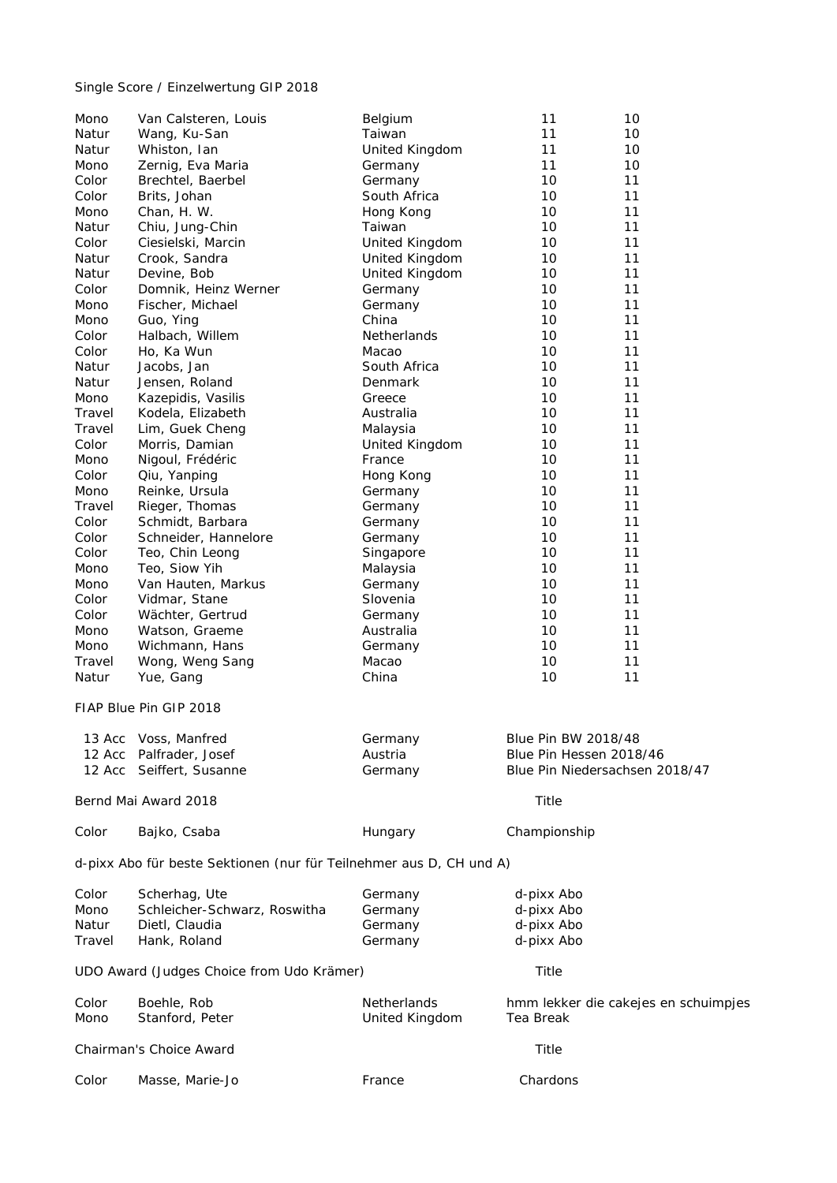Single Score / Einzelwertung GIP 2018

| | | | | |
|---|---|---|---|---|
| Mono | Van Calsteren, Louis | Belgium | 11 | 10 |
| Natur | Wang, Ku-San | Taiwan | 11 | 10 |
| Natur | Whiston, Ian | United Kingdom | 11 | 10 |
| Mono | Zernig, Eva Maria | Germany | 11 | 10 |
| Color | Brechtel, Baerbel | Germany | 10 | 11 |
| Color | Brits, Johan | South Africa | 10 | 11 |
| Mono | Chan, H. W. | Hong Kong | 10 | 11 |
| Natur | Chiu, Jung-Chin | Taiwan | 10 | 11 |
| Color | Ciesielski, Marcin | United Kingdom | 10 | 11 |
| Natur | Crook, Sandra | United Kingdom | 10 | 11 |
| Natur | Devine, Bob | United Kingdom | 10 | 11 |
| Color | Domnik, Heinz Werner | Germany | 10 | 11 |
| Mono | Fischer, Michael | Germany | 10 | 11 |
| Mono | Guo, Ying | China | 10 | 11 |
| Color | Halbach, Willem | Netherlands | 10 | 11 |
| Color | Ho, Ka Wun | Macao | 10 | 11 |
| Natur | Jacobs, Jan | South Africa | 10 | 11 |
| Natur | Jensen, Roland | Denmark | 10 | 11 |
| Mono | Kazepidis, Vasilis | Greece | 10 | 11 |
| Travel | Kodela, Elizabeth | Australia | 10 | 11 |
| Travel | Lim, Guek Cheng | Malaysia | 10 | 11 |
| Color | Morris, Damian | United Kingdom | 10 | 11 |
| Mono | Nigoul, Frédéric | France | 10 | 11 |
| Color | Qiu, Yanping | Hong Kong | 10 | 11 |
| Mono | Reinke, Ursula | Germany | 10 | 11 |
| Travel | Rieger, Thomas | Germany | 10 | 11 |
| Color | Schmidt, Barbara | Germany | 10 | 11 |
| Color | Schneider, Hannelore | Germany | 10 | 11 |
| Color | Teo, Chin Leong | Singapore | 10 | 11 |
| Mono | Teo, Siow Yih | Malaysia | 10 | 11 |
| Mono | Van Hauten, Markus | Germany | 10 | 11 |
| Color | Vidmar, Stane | Slovenia | 10 | 11 |
| Color | Wächter, Gertrud | Germany | 10 | 11 |
| Mono | Watson, Graeme | Australia | 10 | 11 |
| Mono | Wichmann, Hans | Germany | 10 | 11 |
| Travel | Wong, Weng Sang | Macao | 10 | 11 |
| Natur | Yue, Gang | China | 10 | 11 |

FIAP Blue Pin GIP 2018

| | | | |
|---|---|---|---|
| 13 Acc | Voss, Manfred | Germany | Blue Pin BW 2018/48 |
| 12 Acc | Palfrader, Josef | Austria | Blue Pin Hessen 2018/46 |
| 12 Acc | Seiffert, Susanne | Germany | Blue Pin Niedersachsen 2018/47 |

Bernd Mai Award 2018

| | | | Title |
|---|---|---|---|
| Color | Bajko, Csaba | Hungary | Championship |

d-pixx Abo für beste Sektionen (nur für Teilnehmer aus D, CH und A)

| | | | |
|---|---|---|---|
| Color | Scherhag, Ute | Germany | d-pixx Abo |
| Mono | Schleicher-Schwarz, Roswitha | Germany | d-pixx Abo |
| Natur | Dietl, Claudia | Germany | d-pixx Abo |
| Travel | Hank, Roland | Germany | d-pixx Abo |

UDO Award (Judges Choice from Udo Krämer)

| | | | Title |
|---|---|---|---|
| Color | Boehle, Rob | Netherlands | hmm lekker die cakejes en schuimpjes |
| Mono | Stanford, Peter | United Kingdom | Tea Break |

Chairman's Choice Award

| | | | Title |
|---|---|---|---|
| Color | Masse, Marie-Jo | France | Chardons |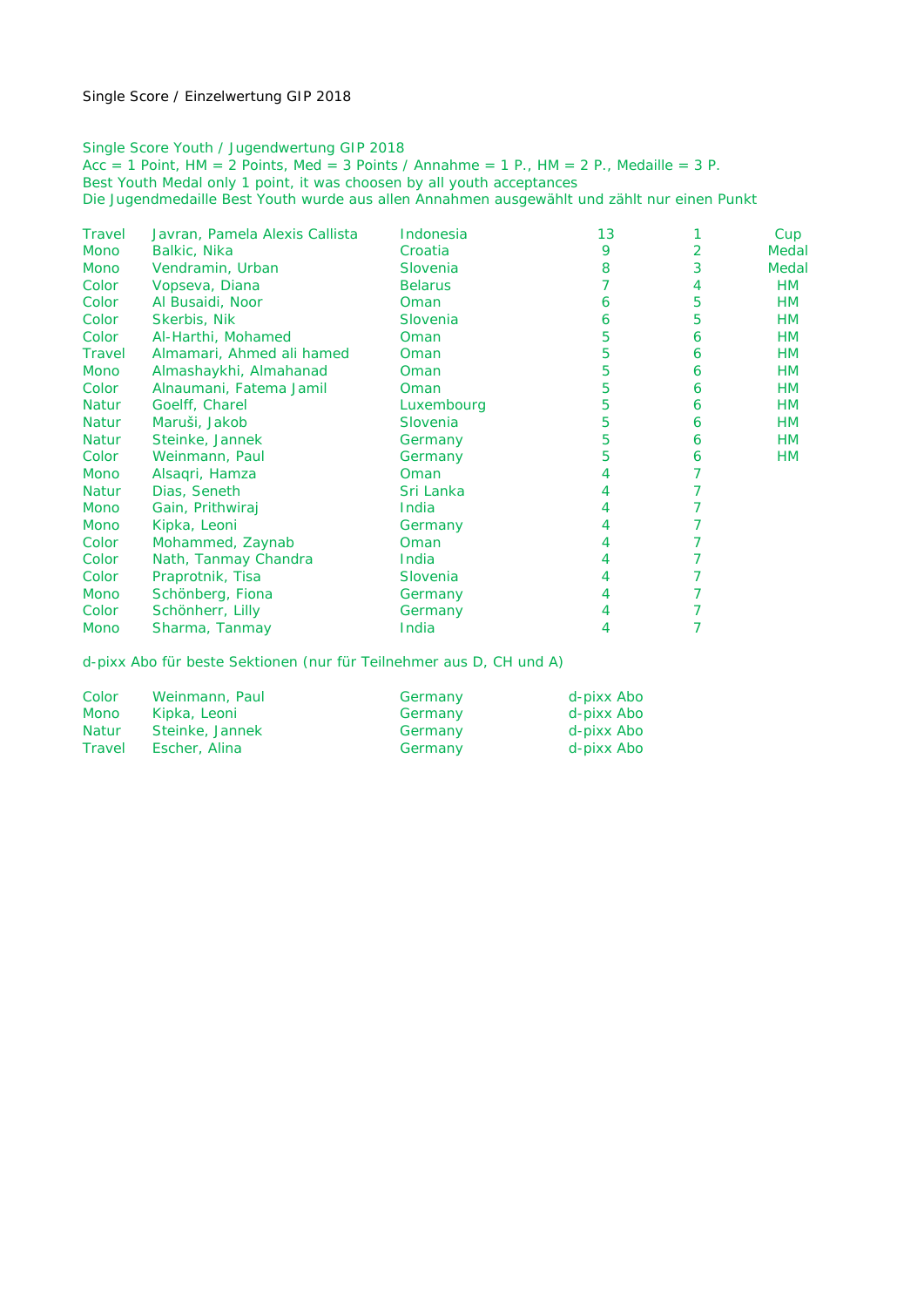Single Score / Einzelwertung GIP 2018

Single Score Youth / Jugendwertung GIP 2018
Acc = 1 Point, HM = 2 Points, Med = 3 Points / Annahme = 1 P., HM = 2 P., Medaille = 3 P.
Best Youth Medal only 1 point, it was choosen by all youth acceptances
Die Jugendmedaille Best Youth wurde aus allen Annahmen ausgewählt und zählt nur einen Punkt

| | | | | | |
|---|---|---|---|---|---|
| Travel | Javran, Pamela Alexis Callista | Indonesia | 13 | 1 | Cup |
| Mono | Balkic, Nika | Croatia | 9 | 2 | Medal |
| Mono | Vendramin, Urban | Slovenia | 8 | 3 | Medal |
| Color | Vopseva, Diana | Belarus | 7 | 4 | HM |
| Color | Al Busaidi, Noor | Oman | 6 | 5 | HM |
| Color | Skerbis, Nik | Slovenia | 6 | 5 | HM |
| Color | Al-Harthi, Mohamed | Oman | 5 | 6 | HM |
| Travel | Almamari, Ahmed ali hamed | Oman | 5 | 6 | HM |
| Mono | Almashaykhi, Almahanad | Oman | 5 | 6 | HM |
| Color | Alnaumani, Fatema Jamil | Oman | 5 | 6 | HM |
| Natur | Goelff, Charel | Luxembourg | 5 | 6 | HM |
| Natur | Maruši, Jakob | Slovenia | 5 | 6 | HM |
| Natur | Steinke, Jannek | Germany | 5 | 6 | HM |
| Color | Weinmann, Paul | Germany | 5 | 6 | HM |
| Mono | Alsaqri, Hamza | Oman | 4 | 7 | |
| Natur | Dias, Seneth | Sri Lanka | 4 | 7 | |
| Mono | Gain, Prithwiraj | India | 4 | 7 | |
| Mono | Kipka, Leoni | Germany | 4 | 7 | |
| Color | Mohammed, Zaynab | Oman | 4 | 7 | |
| Color | Nath, Tanmay Chandra | India | 4 | 7 | |
| Color | Praprotnik, Tisa | Slovenia | 4 | 7 | |
| Mono | Schönberg, Fiona | Germany | 4 | 7 | |
| Color | Schönherr, Lilly | Germany | 4 | 7 | |
| Mono | Sharma, Tanmay | India | 4 | 7 | |

d-pixx Abo für beste Sektionen (nur für Teilnehmer aus D, CH und A)

| | | | |
|---|---|---|---|
| Color | Weinmann, Paul | Germany | d-pixx Abo |
| Mono | Kipka, Leoni | Germany | d-pixx Abo |
| Natur | Steinke, Jannek | Germany | d-pixx Abo |
| Travel | Escher, Alina | Germany | d-pixx Abo |